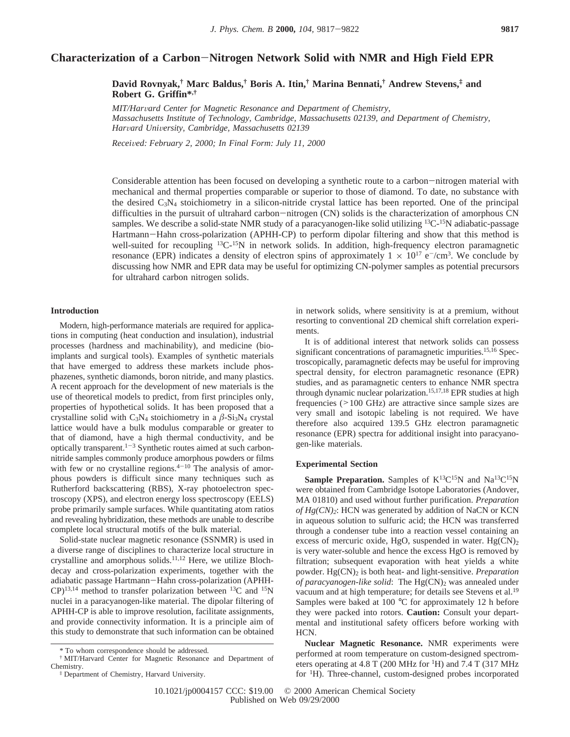# Characterization of a Carbon−Nitrogen Network Solid with NMR and High Field EPR

**David Rovnyak,[†] Marc Baldus,[†] Boris A. Itin,[†] Marina Bennati,[†] Andrew Stevens,[‡] and Robert G. Griffin*[,†]**

*MIT/Harvard Center for Magnetic Resonance and Department of Chemistry, Massachusetts Institute of Technology, Cambridge, Massachusetts 02139, and Department of Chemistry, Harvard University, Cambridge, Massachusetts 02139*

*Received: February 2, 2000; In Final Form: July 11, 2000*

Considerable attention has been focused on developing a synthetic route to a carbon−nitrogen material with mechanical and thermal properties comparable or superior to those of diamond. To date, no substance with the desired $C_3N_4$ stoichiometry in a silicon-nitride crystal lattice has been reported. One of the principal difficulties in the pursuit of ultrahard carbon−nitrogen (CN) solids is the characterization of amorphous CN samples. We describe a solid-state NMR study of a paracyanogen-like solid utilizing $^{13}C$-$^{15}N$ adiabatic-passage Hartmann−Hahn cross-polarization (APHH-CP) to perform dipolar filtering and show that this method is well-suited for recoupling $^{13}C$-$^{15}N$ in network solids. In addition, high-frequency electron paramagnetic resonance (EPR) indicates a density of electron spins of approximately $1 \times 10^{17}$ $e^-/cm^3$. We conclude by discussing how NMR and EPR data may be useful for optimizing CN-polymer samples as potential precursors for ultrahard carbon nitrogen solids.

## Introduction

Modern, high-performance materials are required for applications in computing (heat conduction and insulation), industrial processes (hardness and machinability), and medicine (bioimplants and surgical tools). Examples of synthetic materials that have emerged to address these markets include phosphazenes, synthetic diamonds, boron nitride, and many plastics. A recent approach for the development of new materials is the use of theoretical models to predict, from first principles only, properties of hypothetical solids. It has been proposed that a crystalline solid with $C_3N_4$ stoichiometry in a $\beta$-$Si_3N_4$ crystal lattice would have a bulk modulus comparable or greater to that of diamond, have a high thermal conductivity, and be optically transparent.[1−3] Synthetic routes aimed at such carbon-nitride samples commonly produce amorphous powders or films with few or no crystalline regions.[4−10] The analysis of amorphous powders is difficult since many techniques such as Rutherford backscattering (RBS), X-ray photoelectron spectroscopy (XPS), and electron energy loss spectroscopy (EELS) probe primarily sample surfaces. While quantitating atom ratios and revealing hybridization, these methods are unable to describe complete local structural motifs of the bulk material.

Solid-state nuclear magnetic resonance (SSNMR) is used in a diverse range of disciplines to characterize local structure in crystalline and amorphous solids.[11,12] Here, we utilize Bloch-decay and cross-polarization experiments, together with the adiabatic passage Hartmann−Hahn cross-polarization (APHH-CP)[13,14] method to transfer polarization between $^{13}C$ and $^{15}N$ nuclei in a paracyanogen-like material. The dipolar filtering of APHH-CP is able to improve resolution, facilitate assignments, and provide connectivity information. It is a principle aim of this study to demonstrate that such information can be obtained in network solids, where sensitivity is at a premium, without resorting to conventional 2D chemical shift correlation experiments.

It is of additional interest that network solids can possess significant concentrations of paramagnetic impurities.[15,16] Spectroscopically, paramagnetic defects may be useful for improving spectral density, for electron paramagnetic resonance (EPR) studies, and as paramagnetic centers to enhance NMR spectra through dynamic nuclear polarization.[15,17,18] EPR studies at high frequencies (>100 GHz) are attractive since sample sizes are very small and isotopic labeling is not required. We have therefore also acquired 139.5 GHz electron paramagnetic resonance (EPR) spectra for additional insight into paracyanogen-like materials.

## Experimental Section

**Sample Preparation.** Samples of $K^{13}C^{15}N$ and $Na^{13}C^{15}N$ were obtained from Cambridge Isotope Laboratories (Andover, MA 01810) and used without further purification. *Preparation of $Hg(CN)_2$*: HCN was generated by addition of NaCN or KCN in aqueous solution to sulfuric acid; the HCN was transferred through a condenser tube into a reaction vessel containing an excess of mercuric oxide, HgO, suspended in water. $Hg(CN)_2$ is very water-soluble and hence the excess HgO is removed by filtration; subsequent evaporation with heat yields a white powder. $Hg(CN)_2$ is both heat- and light-sensitive. *Preparation of paracyanogen-like solid*: The $Hg(CN)_2$ was annealed under vacuum and at high temperature; for details see Stevens et al.[19] Samples were baked at 100 °C for approximately 12 h before they were packed into rotors. **Caution:** Consult your departmental and institutional safety officers before working with HCN.

**Nuclear Magnetic Resonance.** NMR experiments were performed at room temperature on custom-designed spectrometers operating at 4.8 T (200 MHz for $^1H$) and 7.4 T (317 MHz for $^1H$). Three-channel, custom-designed probes incorporated

\* To whom correspondence should be addressed.

† MIT/Harvard Center for Magnetic Resonance and Department of Chemistry.

‡ Department of Chemistry, Harvard University.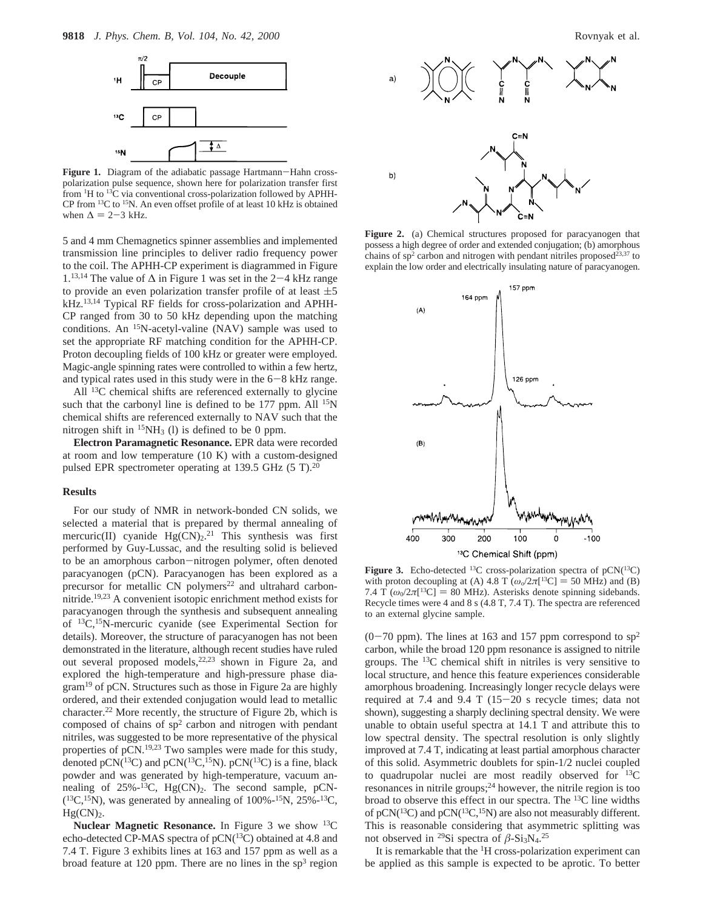π/2

¹H CP Decouple

¹³C CP

¹⁵N Δ

**Figure 1.** Diagram of the adiabatic passage Hartmann–Hahn cross-polarization pulse sequence, shown here for polarization transfer first from $^{1}$H to $^{13}$C via conventional cross-polarization followed by APHH-CP from $^{13}$C to $^{15}$N. An even offset profile of at least 10 kHz is obtained when $\Delta = 2-3$ kHz.

5 and 4 mm Chemagnetics spinner assemblies and implemented transmission line principles to deliver radio frequency power to the coil. The APHH-CP experiment is diagrammed in Figure 1.[13,14] The value of Δ in Figure 1 was set in the 2–4 kHz range to provide an even polarization transfer profile of at least ±5 kHz.[13,14] Typical RF fields for cross-polarization and APHH-CP ranged from 30 to 50 kHz depending upon the matching conditions. An $^{15}$N-acetyl-valine (NAV) sample was used to set the appropriate RF matching condition for the APHH-CP. Proton decoupling fields of 100 kHz or greater were employed. Magic-angle spinning rates were controlled to within a few hertz, and typical rates used in this study were in the 6–8 kHz range.

All $^{13}$C chemical shifts are referenced externally to glycine such that the carbonyl line is defined to be 177 ppm. All $^{15}$N chemical shifts are referenced externally to NAV such that the nitrogen shift in $^{15}NH_3$ (l) is defined to be 0 ppm.

**Electron Paramagnetic Resonance.** EPR data were recorded at room and low temperature (10 K) with a custom-designed pulsed EPR spectrometer operating at 139.5 GHz (5 T).[20]

## Results

For our study of NMR in network-bonded CN solids, we selected a material that is prepared by thermal annealing of mercuric(II) cyanide $Hg(CN)_2$.[21] This synthesis was first performed by Guy-Lussac, and the resulting solid is believed to be an amorphous carbon–nitrogen polymer, often denoted paracyanogen (pCN). Paracyanogen has been explored as a precursor for metallic CN polymers[22] and ultrahard carbon-nitride.[19,23] A convenient isotopic enrichment method exists for paracyanogen through the synthesis and subsequent annealing of $^{13}$C,$^{15}$N-mercuric cyanide (see Experimental Section for details). Moreover, the structure of paracyanogen has not been demonstrated in the literature, although recent studies have ruled out several proposed models,[22,23] shown in Figure 2a, and explored the high-temperature and high-pressure phase diagram[19] of pCN. Structures such as those in Figure 2a are highly ordered, and their extended conjugation would lead to metallic character.[22] More recently, the structure of Figure 2b, which is composed of chains of sp$^2$ carbon and nitrogen with pendant nitriles, was suggested to be more representative of the physical properties of pCN.[19,23] Two samples were made for this study, denoted pCN($^{13}$C) and pCN($^{13}$C,$^{15}$N). pCN($^{13}$C) is a fine, black powder and was generated by high-temperature, vacuum annealing of 25%-$^{13}$C, $Hg(CN)_2$. The second sample, pCN($^{13}$C,$^{15}$N), was generated by annealing of 100%-$^{15}$N, 25%-$^{13}$C, $Hg(CN)_2$.

**Nuclear Magnetic Resonance.** In Figure 3 we show $^{13}$C echo-detected CP-MAS spectra of pCN($^{13}$C) obtained at 4.8 and 7.4 T. Figure 3 exhibits lines at 163 and 157 ppm as well as a broad feature at 120 ppm. There are no lines in the sp$^3$ region

a)

b)

**Figure 2.** (a) Chemical structures proposed for paracyanogen that possess a high degree of order and extended conjugation; (b) amorphous chains of sp$^2$ carbon and nitrogen with pendant nitriles proposed[23,37] to explain the low order and electrically insulating nature of paracyanogen.

157 ppm
164 ppm
(A)
126 ppm
(B)
400 300 200 100 0 -100
$^{13}$C Chemical Shift (ppm)

**Figure 3.** Echo-detected $^{13}$C cross-polarization spectra of pCN($^{13}$C) with proton decoupling at (A) 4.8 T ($\omega_0/2\pi[^{13}C] = 50$ MHz) and (B) 7.4 T ($\omega_0/2\pi[^{13}C] = 80$ MHz). Asterisks denote spinning sidebands. Recycle times were 4 and 8 s (4.8 T, 7.4 T). The spectra are referenced to an external glycine sample.

(0–70 ppm). The lines at 163 and 157 ppm correspond to sp$^2$ carbon, while the broad 120 ppm resonance is assigned to nitrile groups. The $^{13}$C chemical shift in nitriles is very sensitive to local structure, and hence this feature experiences considerable amorphous broadening. Increasingly longer recycle delays were required at 7.4 and 9.4 T (15–20 s recycle times; data not shown), suggesting a sharply declining spectral density. We were unable to obtain useful spectra at 14.1 T and attribute this to low spectral density. The spectral resolution is only slightly improved at 7.4 T, indicating at least partial amorphous character of this solid. Asymmetric doublets for spin-1/2 nuclei coupled to quadrupolar nuclei are most readily observed for $^{13}$C resonances in nitrile groups;[24] however, the nitrile region is too broad to observe this effect in our spectra. The $^{13}$C line widths of pCN($^{13}$C) and pCN($^{13}$C,$^{15}$N) are also not measurably different. This is reasonable considering that asymmetric splitting was not observed in $^{29}$Si spectra of $\beta$-$Si_3N_4$.[25]

It is remarkable that the $^{1}$H cross-polarization experiment can be applied as this sample is expected to be aprotic. To better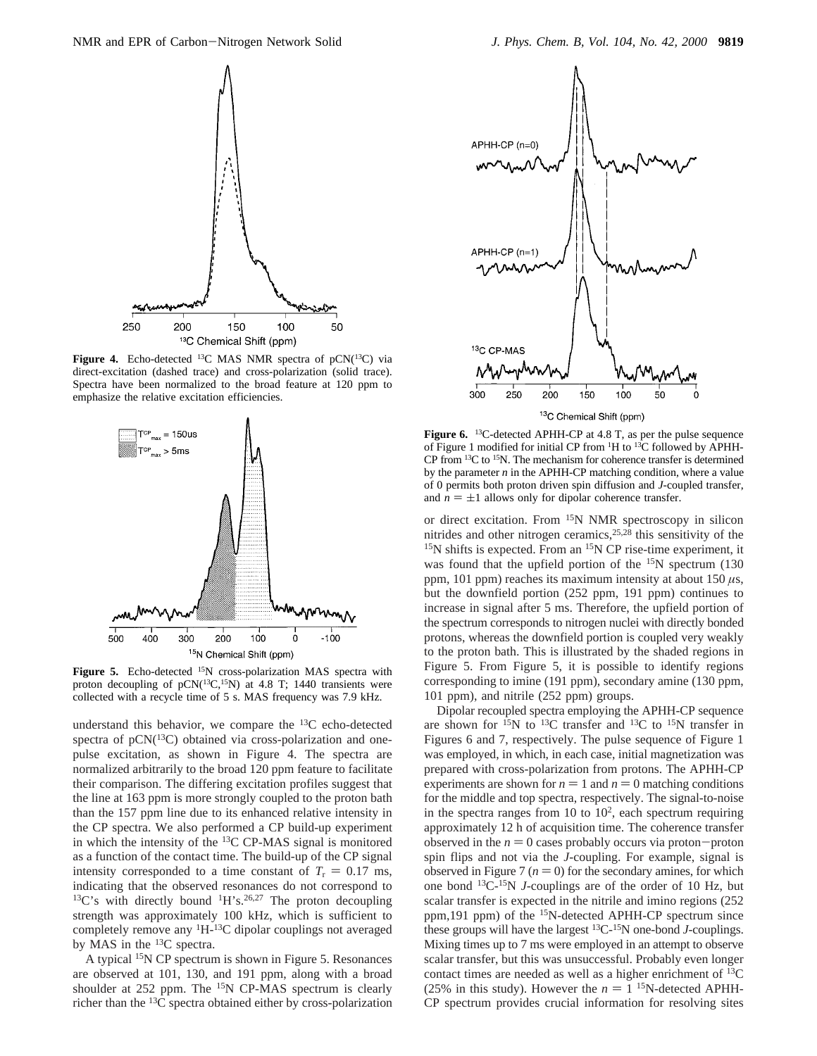250
200
150
100
50
$^{13}$C Chemical Shift (ppm)

**Figure 4.** Echo-detected $^{13}$C MAS NMR spectra of pCN($^{13}$C) via direct-excitation (dashed trace) and cross-polarization (solid trace). Spectra have been normalized to the broad feature at 120 ppm to emphasize the relative excitation efficiencies.

$T^{CP}_{max}$ = 150us
$T^{CP}_{max}$ > 5ms
500
400
300
200
100
0
-100
$^{15}$N Chemical Shift (ppm)

**Figure 5.** Echo-detected $^{15}$N cross-polarization MAS spectra with proton decoupling of pCN($^{13}$C,$^{15}$N) at 4.8 T; 1440 transients were collected with a recycle time of 5 s. MAS frequency was 7.9 kHz.

understand this behavior, we compare the $^{13}$C echo-detected spectra of pCN($^{13}$C) obtained via cross-polarization and one-pulse excitation, as shown in Figure 4. The spectra are normalized arbitrarily to the broad 120 ppm feature to facilitate their comparison. The differing excitation profiles suggest that the line at 163 ppm is more strongly coupled to the proton bath than the 157 ppm line due to its enhanced relative intensity in the CP spectra. We also performed a CP build-up experiment in which the intensity of the $^{13}$C CP-MAS signal is monitored as a function of the contact time. The build-up of the CP signal intensity corresponded to a time constant of $T_r$ = 0.17 ms, indicating that the observed resonances do not correspond to $^{13}$C's with directly bound $^1$H's.[26,27] The proton decoupling strength was approximately 100 kHz, which is sufficient to completely remove any $^1$H-$^{13}$C dipolar couplings not averaged by MAS in the $^{13}$C spectra.

A typical $^{15}$N CP spectrum is shown in Figure 5. Resonances are observed at 101, 130, and 191 ppm, along with a broad shoulder at 252 ppm. The $^{15}$N CP-MAS spectrum is clearly richer than the $^{13}$C spectra obtained either by cross-polarization

APHH-CP (n=0)
APHH-CP (n=1)
$^{13}$C CP-MAS
300
250
200
150
100
50
0
$^{13}$C Chemical Shift (ppm)

**Figure 6.** $^{13}$C-detected APHH-CP at 4.8 T, as per the pulse sequence of Figure 1 modified for initial CP from $^1$H to $^{13}$C followed by APHH-CP from $^{13}$C to $^{15}$N. The mechanism for coherence transfer is determined by the parameter $n$ in the APHH-CP matching condition, where a value of 0 permits both proton driven spin diffusion and $J$-coupled transfer, and $n = \pm1$ allows only for dipolar coherence transfer.

or direct excitation. From $^{15}$N NMR spectroscopy in silicon nitrides and other nitrogen ceramics,[25,28] this sensitivity of the $^{15}$N shifts is expected. From an $^{15}$N CP rise-time experiment, it was found that the upfield portion of the $^{15}$N spectrum (130 ppm, 101 ppm) reaches its maximum intensity at about 150 $\mu$s, but the downfield portion (252 ppm, 191 ppm) continues to increase in signal after 5 ms. Therefore, the upfield portion of the spectrum corresponds to nitrogen nuclei with directly bonded protons, whereas the downfield portion is coupled very weakly to the proton bath. This is illustrated by the shaded regions in Figure 5. From Figure 5, it is possible to identify regions corresponding to imine (191 ppm), secondary amine (130 ppm, 101 ppm), and nitrile (252 ppm) groups.

Dipolar recoupled spectra employing the APHH-CP sequence are shown for $^{15}$N to $^{13}$C transfer and $^{13}$C to $^{15}$N transfer in Figures 6 and 7, respectively. The pulse sequence of Figure 1 was employed, in which, in each case, initial magnetization was prepared with cross-polarization from protons. The APHH-CP experiments are shown for $n = 1$ and $n = 0$ matching conditions for the middle and top spectra, respectively. The signal-to-noise in the spectra ranges from 10 to $10^2$, each spectrum requiring approximately 12 h of acquisition time. The coherence transfer observed in the $n = 0$ cases probably occurs via proton−proton spin flips and not via the $J$-coupling. For example, signal is observed in Figure 7 ($n = 0$) for the secondary amines, for which one bond $^{13}$C-$^{15}$N $J$-couplings are of the order of 10 Hz, but scalar transfer is expected in the nitrile and imino regions (252 ppm,191 ppm) of the $^{15}$N-detected APHH-CP spectrum since these groups will have the largest $^{13}$C-$^{15}$N one-bond $J$-couplings. Mixing times up to 7 ms were employed in an attempt to observe scalar transfer, but this was unsuccessful. Probably even longer contact times are needed as well as a higher enrichment of $^{13}$C (25% in this study). However the $n = 1$ $^{15}$N-detected APHH-CP spectrum provides crucial information for resolving sites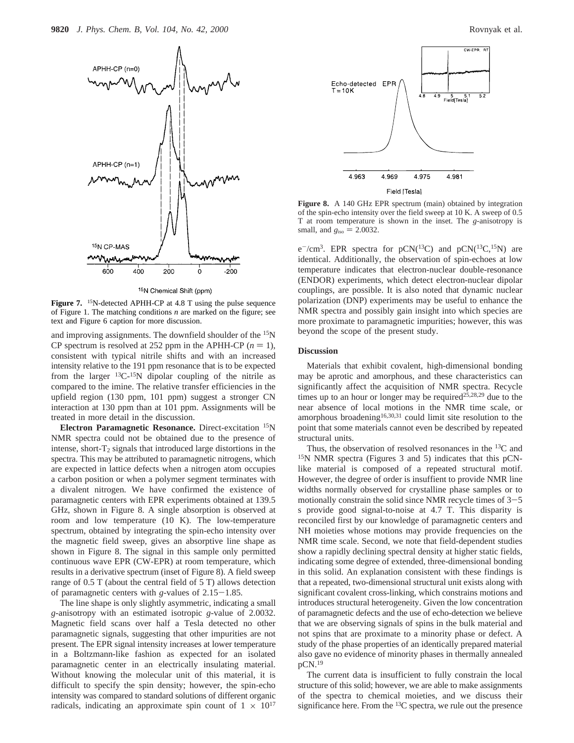APHH-CP (n=0)

APHH-CP (n=1)

$^{15}$N CP-MAS

600 400 200 0 -200

$^{15}$N Chemical Shift (ppm)

**Figure 7.** $^{15}$N-detected APHH-CP at 4.8 T using the pulse sequence of Figure 1. The matching conditions $n$ are marked on the figure; see text and Figure 6 caption for more discussion.

and improving assignments. The downfield shoulder of the $^{15}$N CP spectrum is resolved at 252 ppm in the APHH-CP ($n = 1$), consistent with typical nitrile shifts and with an increased intensity relative to the 191 ppm resonance that is to be expected from the larger $^{13}$C-$^{15}$N dipolar coupling of the nitrile as compared to the imine. The relative transfer efficiencies in the upfield region (130 ppm, 101 ppm) suggest a stronger CN interaction at 130 ppm than at 101 ppm. Assignments will be treated in more detail in the discussion.

**Electron Paramagnetic Resonance.** Direct-excitation $^{15}$N NMR spectra could not be obtained due to the presence of intense, short-$T_2$ signals that introduced large distortions in the spectra. This may be attributed to paramagnetic nitrogens, which are expected in lattice defects when a nitrogen atom occupies a carbon position or when a polymer segment terminates with a divalent nitrogen. We have confirmed the existence of paramagnetic centers with EPR experiments obtained at 139.5 GHz, shown in Figure 8. A single absorption is observed at room and low temperature (10 K). The low-temperature spectrum, obtained by integrating the spin-echo intensity over the magnetic field sweep, gives an absorptive line shape as shown in Figure 8. The signal in this sample only permitted continuous wave EPR (CW-EPR) at room temperature, which results in a derivative spectrum (inset of Figure 8). A field sweep range of 0.5 T (about the central field of 5 T) allows detection of paramagnetic centers with $g$-values of 2.15−1.85.

The line shape is only slightly asymmetric, indicating a small $g$-anisotropy with an estimated isotropic $g$-value of 2.0032. Magnetic field scans over half a Tesla detected no other paramagnetic signals, suggesting that other impurities are not present. The EPR signal intensity increases at lower temperature in a Boltzmann-like fashion as expected for an isolated paramagnetic center in an electrically insulating material. Without knowing the molecular unit of this material, it is difficult to specify the spin density; however, the spin-echo intensity was compared to standard solutions of different organic radicals, indicating an approximate spin count of $1 \times 10^{17}$

Echo-detected EPR
T=10K

CW-EPR RT

4.8 4.9 5 5.1 5.2
Field[Tesla]

4.963 4.969 4.975 4.981

Field [Tesla]

**Figure 8.** A 140 GHz EPR spectrum (main) obtained by integration of the spin-echo intensity over the field sweep at 10 K. A sweep of 0.5 T at room temperature is shown in the inset. The $g$-anisotropy is small, and $g_{iso} = 2.0032$.

$e^-/cm^3$. EPR spectra for pCN($^{13}$C) and pCN($^{13}$C,$^{15}$N) are identical. Additionally, the observation of spin-echoes at low temperature indicates that electron-nuclear double-resonance (ENDOR) experiments, which detect electron-nuclear dipolar couplings, are possible. It is also noted that dynamic nuclear polarization (DNP) experiments may be useful to enhance the NMR spectra and possibly gain insight into which species are more proximate to paramagnetic impurities; however, this was beyond the scope of the present study.

## Discussion

Materials that exhibit covalent, high-dimensional bonding may be aprotic and amorphous, and these characteristics can significantly affect the acquisition of NMR spectra. Recycle times up to an hour or longer may be required[25,28,29] due to the near absence of local motions in the NMR time scale, or amorphous broadening[16,30,31] could limit site resolution to the point that some materials cannot even be described by repeated structural units.

Thus, the observation of resolved resonances in the $^{13}$C and $^{15}$N NMR spectra (Figures 3 and 5) indicates that this pCN-like material is composed of a repeated structural motif. However, the degree of order is insuffient to provide NMR line widths normally observed for crystalline phase samples or to motionally constrain the solid since NMR recycle times of 3−5 s provide good signal-to-noise at 4.7 T. This disparity is reconciled first by our knowledge of paramagnetic centers and NH moieties whose motions may provide frequencies on the NMR time scale. Second, we note that field-dependent studies show a rapidly declining spectral density at higher static fields, indicating some degree of extended, three-dimensional bonding in this solid. An explanation consistent with these findings is that a repeated, two-dimensional structural unit exists along with significant covalent cross-linking, which constrains motions and introduces structural heterogeneity. Given the low concentration of paramagnetic defects and the use of echo-detected EPR we believe that we are observing signals of spins in the bulk material and not spins that are proximate to a minority phase or defect. A study of the phase properties of an identically prepared material also gave no evidence of minority phases in thermally annealed pCN.[19]

The current data is insufficient to fully constrain the local structure of this solid; however, we are able to make assignments of the spectra to chemical moieties, and we discuss their significance here. From the $^{13}$C spectra, we rule out the presence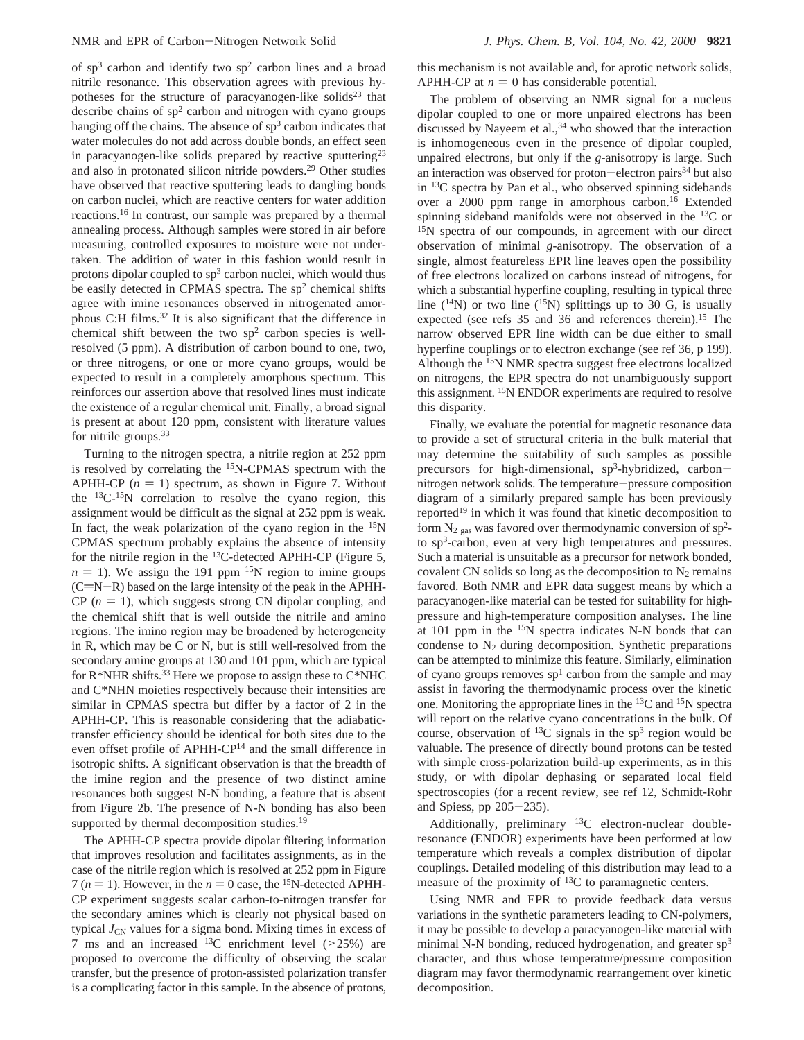of $sp^3$ carbon and identify two $sp^2$ carbon lines and a broad nitrile resonance. This observation agrees with previous hypotheses for the structure of paracyanogen-like solids[23] that describe chains of $sp^2$ carbon and nitrogen with cyano groups hanging off the chains. The absence of $sp^3$ carbon indicates that water molecules do not add across double bonds, an effect seen in paracyanogen-like solids prepared by reactive sputtering[23] and also in protonated silicon nitride powders.[29] Other studies have observed that reactive sputtering leads to dangling bonds on carbon nuclei, which are reactive centers for water addition reactions.[16] In contrast, our sample was prepared by a thermal annealing process. Although samples were stored in air before measuring, controlled exposures to moisture were not undertaken. The addition of water in this fashion would result in protons dipolar coupled to $sp^3$ carbon nuclei, which would thus be easily detected in CPMAS spectra. The $sp^2$ chemical shifts agree with imine resonances observed in nitrogenated amorphous C:H films.[32] It is also significant that the difference in chemical shift between the two $sp^2$ carbon species is well-resolved (5 ppm). A distribution of carbon bound to one, two, or three nitrogens, or one or more cyano groups, would be expected to result in a completely amorphous spectrum. This reinforces our assertion above that resolved lines must indicate the existence of a regular chemical unit. Finally, a broad signal is present at about 120 ppm, consistent with literature values for nitrile groups.[33]

Turning to the nitrogen spectra, a nitrile region at 252 ppm is resolved by correlating the $^{15}$N-CPMAS spectrum with the APHH-CP ($n = 1$) spectrum, as shown in Figure 7. Without the $^{13}$C-$^{15}$N correlation to resolve the cyano region, this assignment would be difficult as the signal at 252 ppm is weak. In fact, the weak polarization of the cyano region in the $^{15}$N CPMAS spectrum probably explains the absence of intensity for the nitrile region in the $^{13}$C-detected APHH-CP (Figure 5, $n = 1$). We assign the 191 ppm $^{15}$N region to imine groups (C=N−R) based on the large intensity of the peak in the APHH-CP ($n = 1$), which suggests strong CN dipolar coupling, and the chemical shift that is well outside the nitrile and amino regions. The imino region may be broadened by heterogeneity in R, which may be C or N, but is still well-resolved from the secondary amine groups at 130 and 101 ppm, which are typical for R*NHR shifts.[33] Here we propose to assign these to C*NHC and C*NHN moieties respectively because their intensities are similar in CPMAS spectra but differ by a factor of 2 in the APHH-CP. This is reasonable considering that the adiabatic-transfer efficiency should be identical for both sites due to the even offset profile of APHH-CP[14] and the small difference in isotropic shifts. A significant observation is that the breadth of the imine region and the presence of two distinct amine resonances both suggest N-N bonding, a feature that is absent from Figure 2b. The presence of N-N bonding has also been supported by thermal decomposition studies.[19]

The APHH-CP spectra provide dipolar filtering information that improves resolution and facilitates assignments, as in the case of the nitrile region which is resolved at 252 ppm in Figure 7 ($n = 1$). However, in the $n = 0$ case, the $^{15}$N-detected APHH-CP experiment suggests scalar carbon-to-nitrogen transfer for the secondary amines which is clearly not physical based on typical $J_{CN}$ values for a sigma bond. Mixing times in excess of 7 ms and an increased $^{13}$C enrichment level (>25%) are proposed to overcome the difficulty of observing the scalar transfer, but the presence of proton-assisted polarization transfer is a complicating factor in this sample. In the absence of protons, this mechanism is not available and, for aprotic network solids, APHH-CP at $n = 0$ has considerable potential.

The problem of observing an NMR signal for a nucleus dipolar coupled to one or more unpaired electrons has been discussed by Nayeem et al.,[34] who showed that the interaction is inhomogeneous even in the presence of dipolar coupled, unpaired electrons, but only if the *g*-anisotropy is large. Such an interaction was observed for proton−electron pairs[34] but also in $^{13}$C spectra by Pan et al., who observed spinning sidebands over a 2000 ppm range in amorphous carbon.[16] Extended spinning sideband manifolds were not observed in the $^{13}$C or $^{15}$N spectra of our compounds, in agreement with our direct observation of minimal *g*-anisotropy. The observation of a single, almost featureless EPR line leaves open the possibility of free electrons localized on carbons instead of nitrogens, for which a substantial hyperfine coupling, resulting in typical three line ($^{14}$N) or two line ($^{15}$N) splittings up to 30 G, is usually expected (see refs 35 and 36 and references therein).[15] The narrow observed EPR line width can be due either to small hyperfine couplings or to electron exchange (see ref 36, p 199). Although the $^{15}$N NMR spectra suggest free electrons localized on nitrogens, the EPR spectra do not unambiguously support this assignment. $^{15}$N ENDOR experiments are required to resolve this disparity.

Finally, we evaluate the potential for magnetic resonance data to provide a set of structural criteria in the bulk material that may determine the suitability of such samples as possible precursors for high-dimensional, $sp^3$-hybridized, carbon−nitrogen network solids. The temperature−pressure composition diagram of a similarly prepared sample has been previously reported[19] in which it was found that kinetic decomposition to form $N_{2\ gas}$ was favored over thermodynamic conversion of $sp^2$- to $sp^3$-carbon, even at very high temperatures and pressures. Such a material is unsuitable as a precursor for network bonded, covalent CN solids so long as the decomposition to $N_2$ remains favored. Both NMR and EPR data suggest means by which a paracyanogen-like material can be tested for suitability for high-pressure and high-temperature composition analyses. The line at 101 ppm in the $^{15}$N spectra indicates N-N bonds that can condense to $N_2$ during decomposition. Synthetic preparations can be attempted to minimize this feature. Similarly, elimination of cyano groups removes $sp^1$ carbon from the sample and may assist in favoring the thermodynamic process over the kinetic one. Monitoring the appropriate lines in the $^{13}$C and $^{15}$N spectra will report on the relative cyano concentrations in the bulk. Of course, observation of $^{13}$C signals in the $sp^3$ region would be valuable. The presence of directly bound protons can be tested with simple cross-polarization build-up experiments, as in this study, or with dipolar dephasing or separated local field spectroscopies (for a recent review, see ref 12, Schmidt-Rohr and Spiess, pp 205−235).

Additionally, preliminary $^{13}$C electron-nuclear double-resonance (ENDOR) experiments have been performed at low temperature which reveals a complex distribution of dipolar couplings. Detailed modeling of this distribution may lead to a measure of the proximity of $^{13}$C to paramagnetic centers.

Using NMR and EPR to provide feedback data versus variations in the synthetic parameters leading to CN-polymers, it may be possible to develop a paracyanogen-like material with minimal N-N bonding, reduced hydrogenation, and greater $sp^3$ character, and thus whose temperature/pressure composition diagram may favor thermodynamic rearrangement over kinetic decomposition.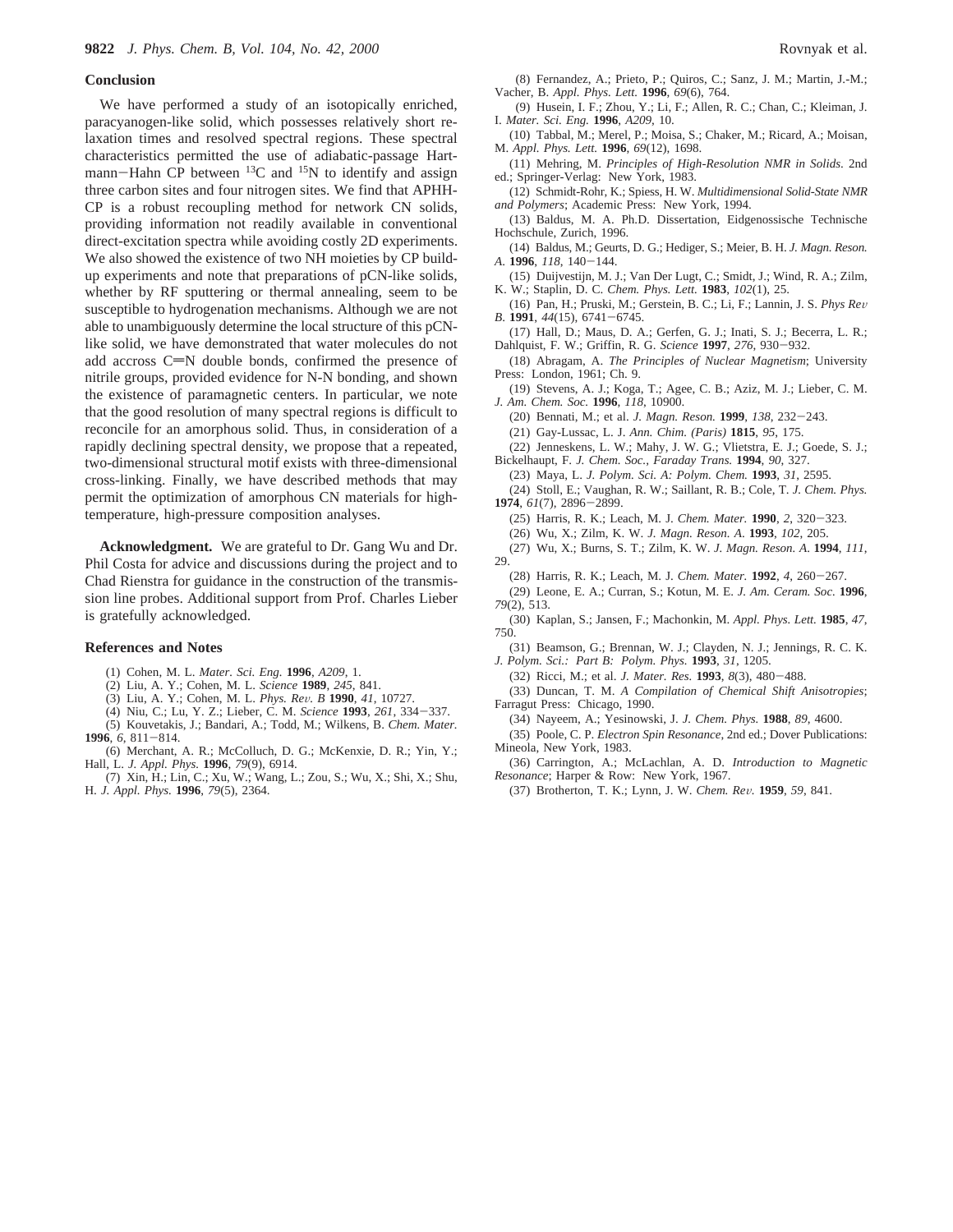## Conclusion

We have performed a study of an isotopically enriched, paracyanogen-like solid, which possesses relatively short relaxation times and resolved spectral regions. These spectral characteristics permitted the use of adiabatic-passage Hartmann−Hahn CP between $^{13}C$ and $^{15}N$ to identify and assign three carbon sites and four nitrogen sites. We find that APHH-CP is a robust recoupling method for network CN solids, providing information not readily available in conventional direct-excitation spectra while avoiding costly 2D experiments. We also showed the existence of two NH moieties by CP build-up experiments and note that preparations of pCN-like solids, whether by RF sputtering or thermal annealing, seem to be susceptible to hydrogenation mechanisms. Although we are not able to unambiguously determine the local structure of this pCN-like solid, we have demonstrated that water molecules do not add accross C═N double bonds, confirmed the presence of nitrile groups, provided evidence for N-N bonding, and shown the existence of paramagnetic centers. In particular, we note that the good resolution of many spectral regions is difficult to reconcile for an amorphous solid. Thus, in consideration of a rapidly declining spectral density, we propose that a repeated, two-dimensional structural motif exists with three-dimensional cross-linking. Finally, we have described methods that may permit the optimization of amorphous CN materials for high-temperature, high-pressure composition analyses.

**Acknowledgment.** We are grateful to Dr. Gang Wu and Dr. Phil Costa for advice and discussions during the project and to Chad Rienstra for guidance in the construction of the transmission line probes. Additional support from Prof. Charles Lieber is gratefully acknowledged.

## References and Notes

(1) Cohen, M. L. *Mater. Sci. Eng.* **1996**, *A209*, 1.
(2) Liu, A. Y.; Cohen, M. L. *Science* **1989**, *245*, 841.
(3) Liu, A. Y.; Cohen, M. L. *Phys. Rev. B* **1990**, *41*, 10727.
(4) Niu, C.; Lu, Y. Z.; Lieber, C. M. *Science* **1993**, *261*, 334−337.
(5) Kouvetakis, J.; Bandari, A.; Todd, M.; Wilkens, B. *Chem. Mater.* **1996**, *6*, 811−814.
(6) Merchant, A. R.; McColluch, D. G.; McKenzie, D. R.; Yin, Y.; Hall, L. *J. Appl. Phys.* **1996**, *79*(9), 6914.
(7) Xin, H.; Lin, C.; Xu, W.; Wang, L.; Zou, S.; Wu, X.; Shi, X.; Shu, H. *J. Appl. Phys.* **1996**, *79*(5), 2364.
(8) Fernandez, A.; Prieto, P.; Quiros, C.; Sanz, J. M.; Martin, J.-M.; Vacher, B. *Appl. Phys. Lett.* **1996**, *69*(6), 764.
(9) Husein, I. F.; Zhou, Y.; Li, F.; Allen, R. C.; Chan, C.; Kleiman, J. I. *Mater. Sci. Eng.* **1996**, *A209*, 10.
(10) Tabbal, M.; Merel, P.; Moisa, S.; Chaker, M.; Ricard, A.; Moisan, M. *Appl. Phys. Lett.* **1996**, *69*(12), 1698.
(11) Mehring, M. *Principles of High-Resolution NMR in Solids.* 2nd ed.; Springer-Verlag: New York, 1983.
(12) Schmidt-Rohr, K.; Spiess, H. W. *Multidimensional Solid-State NMR and Polymers*; Academic Press: New York, 1994.
(13) Baldus, M. A. Ph.D. Dissertation, Eidgenossische Technische Hochschule, Zurich, 1996.
(14) Baldus, M.; Geurts, D. G.; Hediger, S.; Meier, B. H. *J. Magn. Reson. A.* **1996**, *118*, 140−144.
(15) Duijvestijn, M. J.; Van Der Lugt, C.; Smidt, J.; Wind, R. A.; Zilm, K. W.; Staplin, D. C. *Chem. Phys. Lett.* **1983**, *102*(1), 25.
(16) Pan, H.; Pruski, M.; Gerstein, B. C.; Li, F.; Lannin, J. S. *Phys Rev B.* **1991**, *44*(15), 6741−6745.
(17) Hall, D.; Maus, D. A.; Gerfen, G. J.; Inati, S. J.; Becerra, L. R.; Dahlquist, F. W.; Griffin, R. G. *Science* **1997**, *276*, 930−932.
(18) Abragam, A. *The Principles of Nuclear Magnetism*; University Press: London, 1961; Ch. 9.
(19) Stevens, A. J.; Koga, T.; Agee, C. B.; Aziz, M. J.; Lieber, C. M. *J. Am. Chem. Soc.* **1996**, *118*, 10900.
(20) Bennati, M.; et al. *J. Magn. Reson.* **1999**, *138*, 232−243.
(21) Gay-Lussac, L. J. *Ann. Chim. (Paris)* **1815**, *95*, 175.
(22) Jenneskens, L. W.; Mahy, J. W. G.; Vlietstra, E. J.; Goede, S. J.; Bickelhaupt, F. *J. Chem. Soc., Faraday Trans.* **1994**, *90*, 327.
(23) Maya, L. *J. Polym. Sci. A: Polym. Chem.* **1993**, *31*, 2595.
(24) Stoll, E.; Vaughan, R. W.; Saillant, R. B.; Cole, T. *J. Chem. Phys.* **1974**, *61*(7), 2896−2899.
(25) Harris, R. K.; Leach, M. J. *Chem. Mater.* **1990**, *2*, 320−323.
(26) Wu, X.; Zilm, K. W. *J. Magn. Reson. A.* **1993**, *102*, 205.
(27) Wu, X.; Burns, S. T.; Zilm, K. W. *J. Magn. Reson. A.* **1994**, *111*, 29.
(28) Harris, R. K.; Leach, M. J. *Chem. Mater.* **1992**, *4*, 260−267.
(29) Leone, E. A.; Curran, S.; Kotun, M. E. *J. Am. Ceram. Soc.* **1996**, *79*(2), 513.
(30) Kaplan, S.; Jansen, F.; Machonkin, M. *Appl. Phys. Lett.* **1985**, *47*, 750.
(31) Beamson, G.; Brennan, W. J.; Clayden, N. J.; Jennings, R. C. K. *J. Polym. Sci.: Part B: Polym. Phys.* **1993**, *31*, 1205.
(32) Ricci, M.; et al. *J. Mater. Res.* **1993**, *8*(3), 480−488.
(33) Duncan, T. M. *A Compilation of Chemical Shift Anisotropies*; Farragut Press: Chicago, 1990.
(34) Nayeem, A.; Yesinowski, J. *J. Chem. Phys.* **1988**, *89*, 4600.
(35) Poole, C. P. *Electron Spin Resonance*, 2nd ed.; Dover Publications: Mineola, New York, 1983.
(36) Carrington, A.; McLachlan, A. D. *Introduction to Magnetic Resonance*; Harper & Row: New York, 1967.
(37) Brotherton, T. K.; Lynn, J. W. *Chem. Rev.* **1959**, *59*, 841.